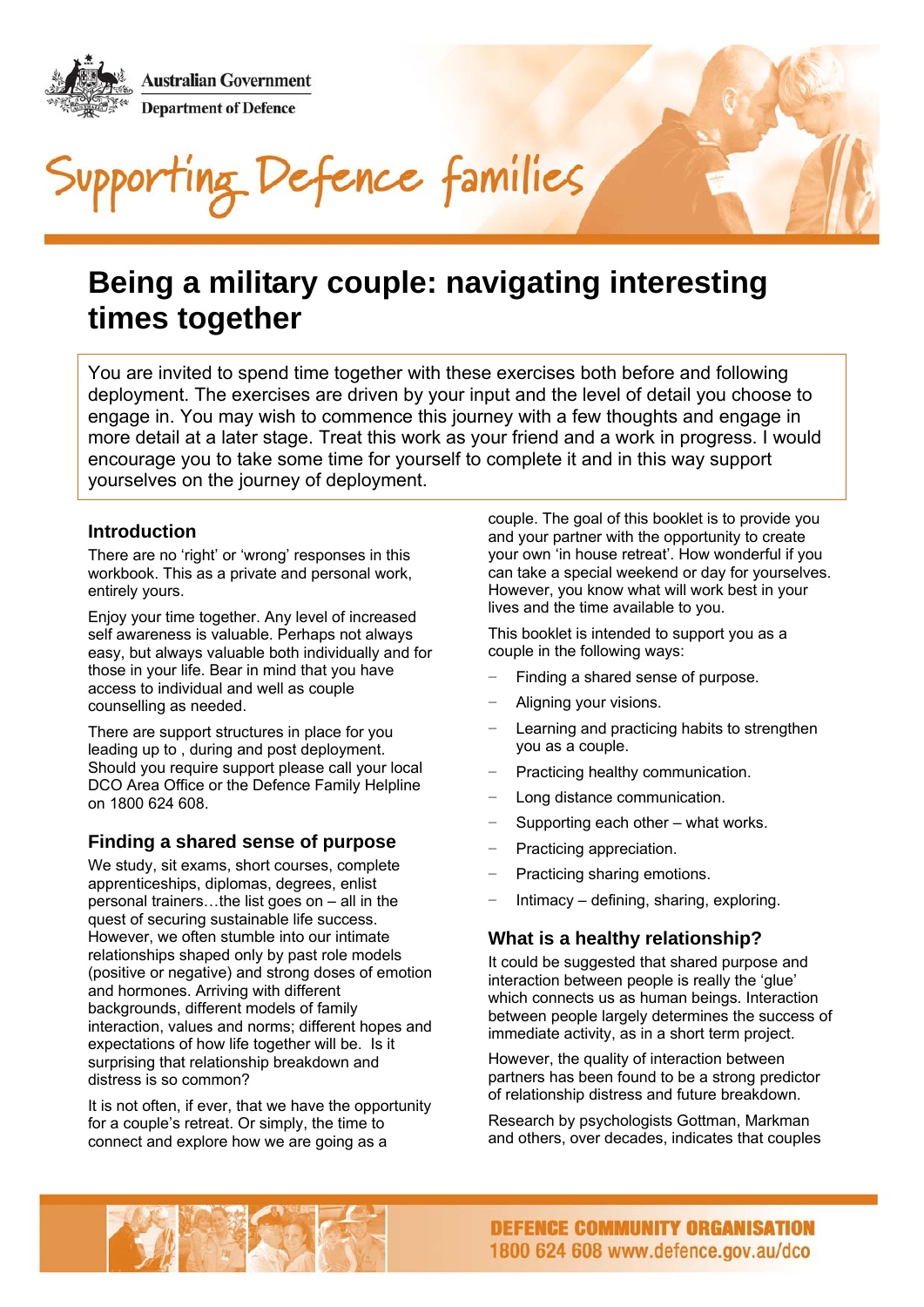Australian Government
Department of Defence

Supporting Defence families

# Being a military couple: navigating interesting times together

You are invited to spend time together with these exercises both before and following deployment. The exercises are driven by your input and the level of detail you choose to engage in. You may wish to commence this journey with a few thoughts and engage in more detail at a later stage. Treat this work as your friend and a work in progress. I would encourage you to take some time for yourself to complete it and in this way support yourselves on the journey of deployment.

### Introduction

There are no 'right' or 'wrong' responses in this workbook. This as a private and personal work, entirely yours.

Enjoy your time together. Any level of increased self awareness is valuable. Perhaps not always easy, but always valuable both individually and for those in your life. Bear in mind that you have access to individual and well as couple counselling as needed.

There are support structures in place for you leading up to , during and post deployment. Should you require support please call your local DCO Area Office or the Defence Family Helpline on 1800 624 608.

### Finding a shared sense of purpose

We study, sit exams, short courses, complete apprenticeships, diplomas, degrees, enlist personal trainers…the list goes on – all in the quest of securing sustainable life success. However, we often stumble into our intimate relationships shaped only by past role models (positive or negative) and strong doses of emotion and hormones. Arriving with different backgrounds, different models of family interaction, values and norms; different hopes and expectations of how life together will be. Is it surprising that relationship breakdown and distress is so common?

It is not often, if ever, that we have the opportunity for a couple's retreat. Or simply, the time to connect and explore how we are going as a couple. The goal of this booklet is to provide you and your partner with the opportunity to create your own 'in house retreat'. How wonderful if you can take a special weekend or day for yourselves. However, you know what will work best in your lives and the time available to you.

This booklet is intended to support you as a couple in the following ways:

- Finding a shared sense of purpose.
- Aligning your visions.
- Learning and practicing habits to strengthen you as a couple.
- Practicing healthy communication.
- Long distance communication.
- Supporting each other – what works.
- Practicing appreciation.
- Practicing sharing emotions.
- Intimacy – defining, sharing, exploring.

### What is a healthy relationship?

It could be suggested that shared purpose and interaction between people is really the 'glue' which connects us as human beings. Interaction between people largely determines the success of immediate activity, as in a short term project.

However, the quality of interaction between partners has been found to be a strong predictor of relationship distress and future breakdown.

Research by psychologists Gottman, Markman and others, over decades, indicates that couples

DEFENCE COMMUNITY ORGANISATION
1800 624 608 www.defence.gov.au/dco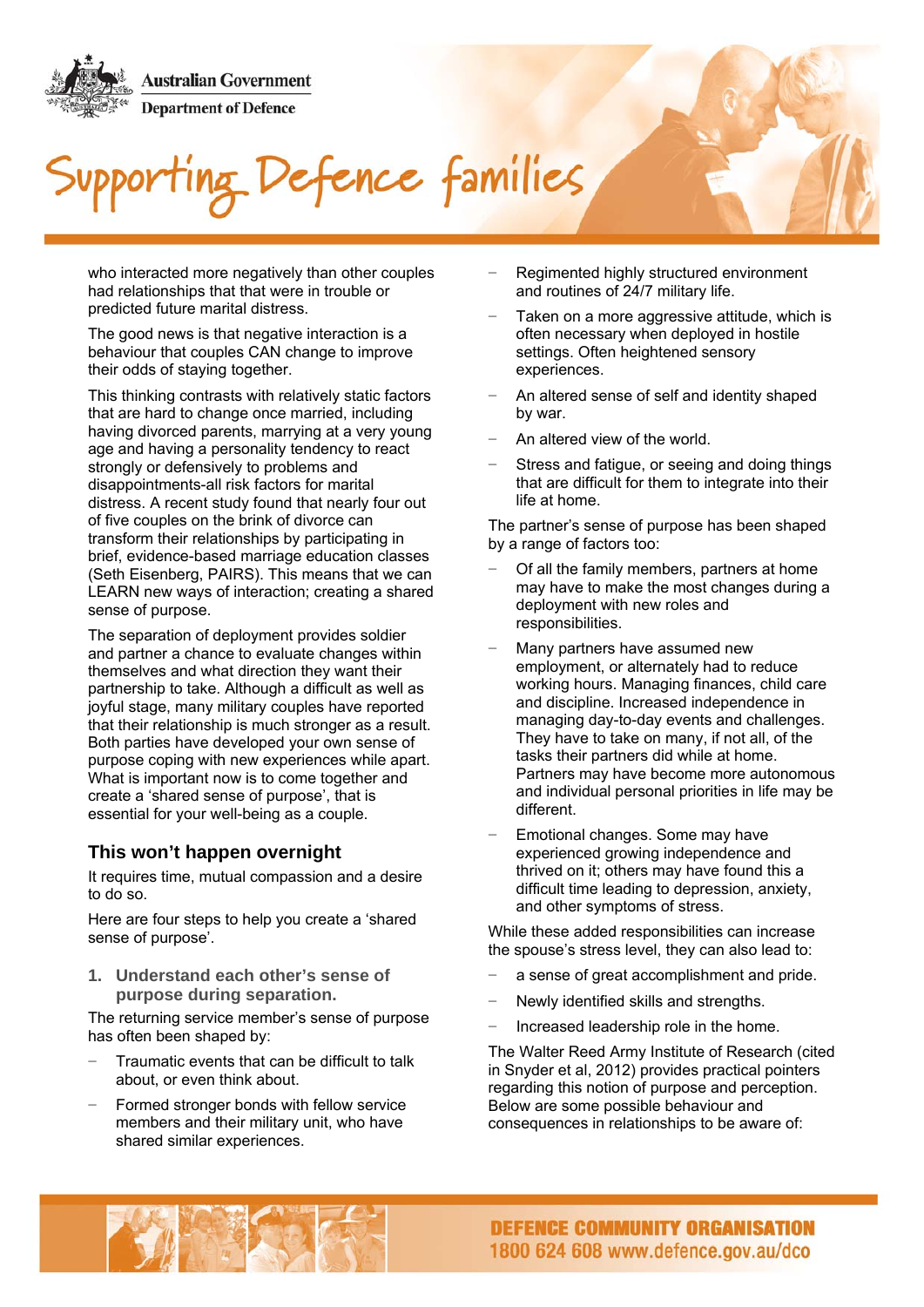who interacted more negatively than other couples had relationships that that were in trouble or predicted future marital distress.

The good news is that negative interaction is a behaviour that couples CAN change to improve their odds of staying together.

This thinking contrasts with relatively static factors that are hard to change once married, including having divorced parents, marrying at a very young age and having a personality tendency to react strongly or defensively to problems and disappointments-all risk factors for marital distress. A recent study found that nearly four out of five couples on the brink of divorce can transform their relationships by participating in brief, evidence-based marriage education classes (Seth Eisenberg, PAIRS). This means that we can LEARN new ways of interaction; creating a shared sense of purpose.

The separation of deployment provides soldier and partner a chance to evaluate changes within themselves and what direction they want their partnership to take. Although a difficult as well as joyful stage, many military couples have reported that their relationship is much stronger as a result. Both parties have developed your own sense of purpose coping with new experiences while apart. What is important now is to come together and create a 'shared sense of purpose', that is essential for your well-being as a couple.

## This won't happen overnight

It requires time, mutual compassion and a desire to do so.

Here are four steps to help you create a 'shared sense of purpose'.

### 1. Understand each other's sense of purpose during separation.

The returning service member's sense of purpose has often been shaped by:

- Traumatic events that can be difficult to talk about, or even think about.
- Formed stronger bonds with fellow service members and their military unit, who have shared similar experiences.
- Regimented highly structured environment and routines of 24/7 military life.
- Taken on a more aggressive attitude, which is often necessary when deployed in hostile settings. Often heightened sensory experiences.
- An altered sense of self and identity shaped by war.
- An altered view of the world.
- Stress and fatigue, or seeing and doing things that are difficult for them to integrate into their life at home.

The partner's sense of purpose has been shaped by a range of factors too:

- Of all the family members, partners at home may have to make the most changes during a deployment with new roles and responsibilities.
- Many partners have assumed new employment, or alternately had to reduce working hours. Managing finances, child care and discipline. Increased independence in managing day-to-day events and challenges. They have to take on many, if not all, of the tasks their partners did while at home. Partners may have become more autonomous and individual personal priorities in life may be different.
- Emotional changes. Some may have experienced growing independence and thrived on it; others may have found this a difficult time leading to depression, anxiety, and other symptoms of stress.

While these added responsibilities can increase the spouse's stress level, they can also lead to:

- a sense of great accomplishment and pride.
- Newly identified skills and strengths.
- Increased leadership role in the home.

The Walter Reed Army Institute of Research (cited in Snyder et al, 2012) provides practical pointers regarding this notion of purpose and perception. Below are some possible behaviour and consequences in relationships to be aware of: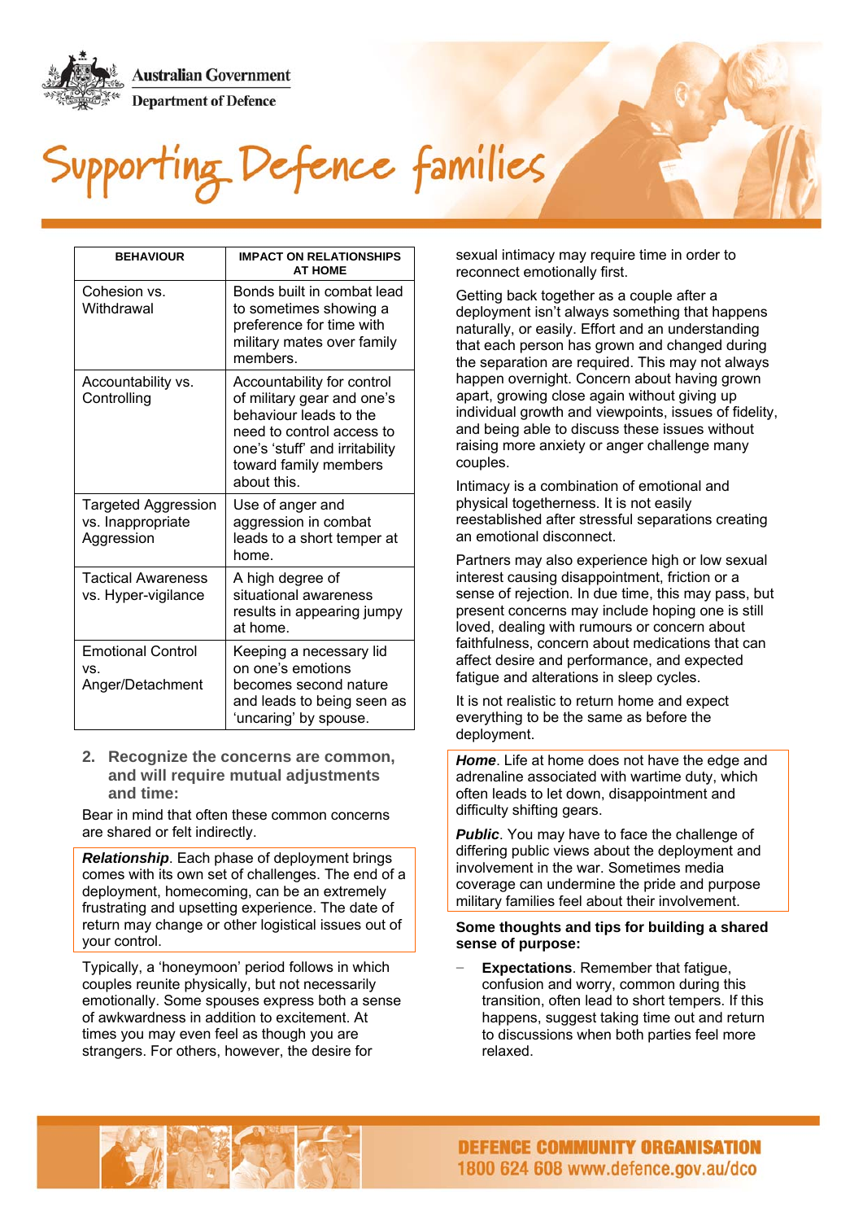| BEHAVIOUR | IMPACT ON RELATIONSHIPS AT HOME |
|---|---|
| Cohesion vs. Withdrawal | Bonds built in combat lead to sometimes showing a preference for time with military mates over family members. |
| Accountability vs. Controlling | Accountability for control of military gear and one's behaviour leads to the need to control access to one's 'stuff' and irritability toward family members about this. |
| Targeted Aggression vs. Inappropriate Aggression | Use of anger and aggression in combat leads to a short temper at home. |
| Tactical Awareness vs. Hyper-vigilance | A high degree of situational awareness results in appearing jumpy at home. |
| Emotional Control vs. Anger/Detachment | Keeping a necessary lid on one's emotions becomes second nature and leads to being seen as 'uncaring' by spouse. |

### 2. Recognize the concerns are common, and will require mutual adjustments and time:

Bear in mind that often these common concerns are shared or felt indirectly.

***Relationship***. Each phase of deployment brings comes with its own set of challenges. The end of a deployment, homecoming, can be an extremely frustrating and upsetting experience. The date of return may change or other logistical issues out of your control.

Typically, a 'honeymoon' period follows in which couples reunite physically, but not necessarily emotionally. Some spouses express both a sense of awkwardness in addition to excitement. At times you may even feel as though you are strangers. For others, however, the desire for sexual intimacy may require time in order to reconnect emotionally first.

Getting back together as a couple after a deployment isn't always something that happens naturally, or easily. Effort and an understanding that each person has grown and changed during the separation are required. This may not always happen overnight. Concern about having grown apart, growing close again without giving up individual growth and viewpoints, issues of fidelity, and being able to discuss these issues without raising more anxiety or anger challenge many couples.

Intimacy is a combination of emotional and physical togetherness. It is not easily reestablished after stressful separations creating an emotional disconnect.

Partners may also experience high or low sexual interest causing disappointment, friction or a sense of rejection. In due time, this may pass, but present concerns may include hoping one is still loved, dealing with rumours or concern about faithfulness, concern about medications that can affect desire and performance, and expected fatigue and alterations in sleep cycles.

It is not realistic to return home and expect everything to be the same as before the deployment.

***Home***. Life at home does not have the edge and adrenaline associated with wartime duty, which often leads to let down, disappointment and difficulty shifting gears.

***Public***. You may have to face the challenge of differing public views about the deployment and involvement in the war. Sometimes media coverage can undermine the pride and purpose military families feel about their involvement.

**Some thoughts and tips for building a shared sense of purpose:**

- **Expectations**. Remember that fatigue, confusion and worry, common during this transition, often lead to short tempers. If this happens, suggest taking time out and return to discussions when both parties feel more relaxed.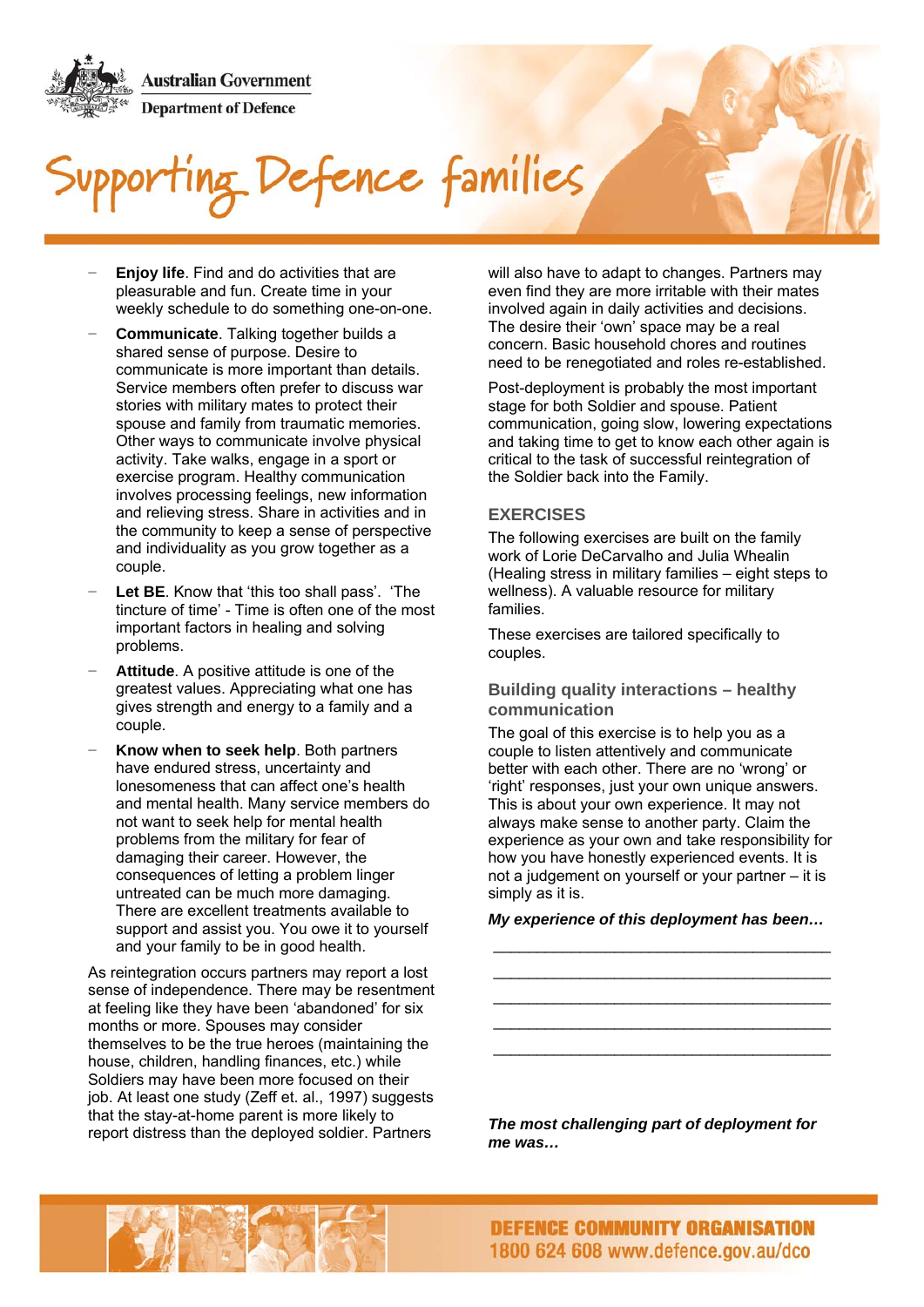- **Enjoy life**. Find and do activities that are pleasurable and fun. Create time in your weekly schedule to do something one-on-one.
- **Communicate**. Talking together builds a shared sense of purpose. Desire to communicate is more important than details. Service members often prefer to discuss war stories with military mates to protect their spouse and family from traumatic memories. Other ways to communicate involve physical activity. Take walks, engage in a sport or exercise program. Healthy communication involves processing feelings, new information and relieving stress. Share in activities and in the community to keep a sense of perspective and individuality as you grow together as a couple.
- **Let BE**. Know that 'this too shall pass'. 'The tincture of time' - Time is often one of the most important factors in healing and solving problems.
- **Attitude**. A positive attitude is one of the greatest values. Appreciating what one has gives strength and energy to a family and a couple.
- **Know when to seek help**. Both partners have endured stress, uncertainty and lonesomeness that can affect one's health and mental health. Many service members do not want to seek help for mental health problems from the military for fear of damaging their career. However, the consequences of letting a problem linger untreated can be much more damaging. There are excellent treatments available to support and assist you. You owe it to yourself and your family to be in good health.

As reintegration occurs partners may report a lost sense of independence. There may be resentment at feeling like they have been 'abandoned' for six months or more. Spouses may consider themselves to be the true heroes (maintaining the house, children, handling finances, etc.) while Soldiers may have been more focused on their job. At least one study (Zeff et. al., 1997) suggests that the stay-at-home parent is more likely to report distress than the deployed soldier. Partners will also have to adapt to changes. Partners may even find they are more irritable with their mates involved again in daily activities and decisions. The desire their 'own' space may be a real concern. Basic household chores and routines need to be renegotiated and roles re-established.

Post-deployment is probably the most important stage for both Soldier and spouse. Patient communication, going slow, lowering expectations and taking time to get to know each other again is critical to the task of successful reintegration of the Soldier back into the Family.

## EXERCISES

The following exercises are built on the family work of Lorie DeCarvalho and Julia Whealin (Healing stress in military families – eight steps to wellness). A valuable resource for military families.

These exercises are tailored specifically to couples.

### Building quality interactions – healthy communication

The goal of this exercise is to help you as a couple to listen attentively and communicate better with each other. There are no 'wrong' or 'right' responses, just your own unique answers. This is about your own experience. It may not always make sense to another party. Claim the experience as your own and take responsibility for how you have honestly experienced events. It is not a judgement on yourself or your partner – it is simply as it is.

***My experience of this deployment has been…***

\_\_\_\_\_\_\_\_\_\_\_\_\_\_\_\_\_\_\_\_\_\_\_\_\_\_\_\_\_\_\_\_\_\_\_\_\_\_\_\_

\_\_\_\_\_\_\_\_\_\_\_\_\_\_\_\_\_\_\_\_\_\_\_\_\_\_\_\_\_\_\_\_\_\_\_\_\_\_\_\_

\_\_\_\_\_\_\_\_\_\_\_\_\_\_\_\_\_\_\_\_\_\_\_\_\_\_\_\_\_\_\_\_\_\_\_\_\_\_\_\_

\_\_\_\_\_\_\_\_\_\_\_\_\_\_\_\_\_\_\_\_\_\_\_\_\_\_\_\_\_\_\_\_\_\_\_\_\_\_\_\_

\_\_\_\_\_\_\_\_\_\_\_\_\_\_\_\_\_\_\_\_\_\_\_\_\_\_\_\_\_\_\_\_\_\_\_\_\_\_\_\_

***The most challenging part of deployment for me was…***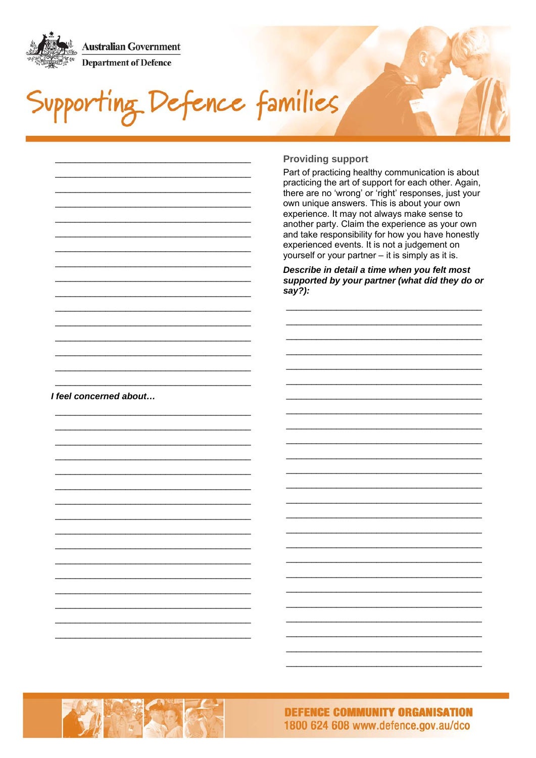I feel concerned about…

## Providing support

Part of practicing healthy communication is about practicing the art of support for each other. Again, there are no 'wrong' or 'right' responses, just your own unique answers. This is about your own experience. It may not always make sense to another party. Claim the experience as your own and take responsibility for how you have honestly experienced events. It is not a judgement on yourself or your partner – it is simply as it is.

***Describe in detail a time when you felt most supported by your partner (what did they do or say?):***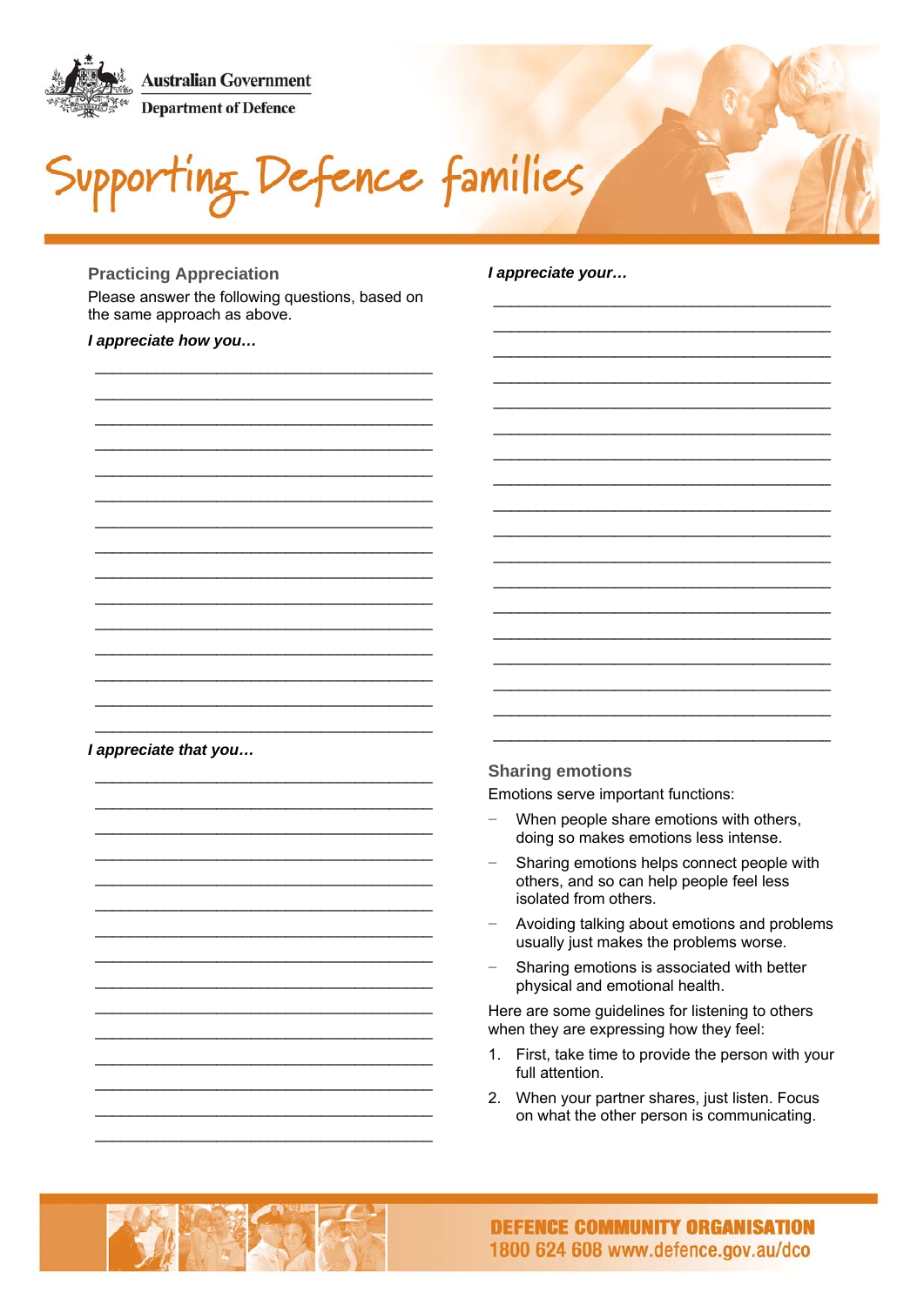## Practicing Appreciation

Please answer the following questions, based on the same approach as above.

***I appreciate how you…***

_______________________________________

_______________________________________

_______________________________________

_______________________________________

_______________________________________

_______________________________________

_______________________________________

_______________________________________

_______________________________________

_______________________________________

_______________________________________

_______________________________________

_______________________________________

_______________________________________

_______________________________________

***I appreciate that you…***

_______________________________________

_______________________________________

_______________________________________

_______________________________________

_______________________________________

_______________________________________

_______________________________________

_______________________________________

_______________________________________

_______________________________________

_______________________________________

_______________________________________

_______________________________________

_______________________________________

_______________________________________

***I appreciate your…***

_______________________________________

_______________________________________

_______________________________________

_______________________________________

_______________________________________

_______________________________________

_______________________________________

_______________________________________

_______________________________________

_______________________________________

_______________________________________

_______________________________________

_______________________________________

_______________________________________

_______________________________________

_______________________________________

_______________________________________

_______________________________________

## Sharing emotions

Emotions serve important functions:

- When people share emotions with others, doing so makes emotions less intense.
- Sharing emotions helps connect people with others, and so can help people feel less isolated from others.
- Avoiding talking about emotions and problems usually just makes the problems worse.
- Sharing emotions is associated with better physical and emotional health.

Here are some guidelines for listening to others when they are expressing how they feel:

1. First, take time to provide the person with your full attention.
2. When your partner shares, just listen. Focus on what the other person is communicating.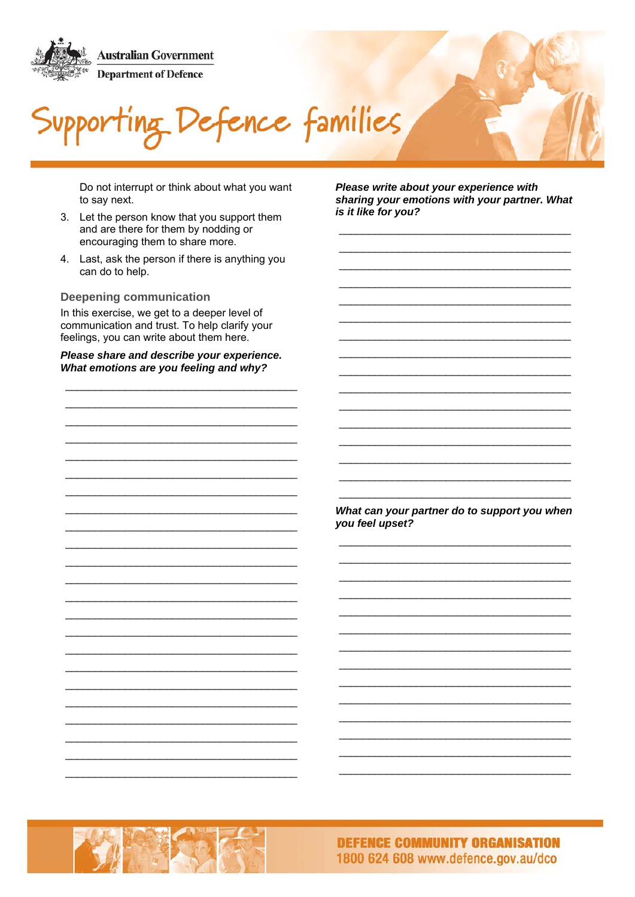Do not interrupt or think about what you want to say next.

3. Let the person know that you support them and are there for them by nodding or encouraging them to share more.
4. Last, ask the person if there is anything you can do to help.

### Deepening communication

In this exercise, we get to a deeper level of communication and trust. To help clarify your feelings, you can write about them here.

***Please share and describe your experience. What emotions are you feeling and why?***

_______________________________________
_______________________________________
_______________________________________
_______________________________________
_______________________________________
_______________________________________
_______________________________________
_______________________________________
_______________________________________
_______________________________________
_______________________________________
_______________________________________
_______________________________________
_______________________________________
_______________________________________
_______________________________________
_______________________________________
_______________________________________
_______________________________________
_______________________________________
_______________________________________
_______________________________________

***Please write about your experience with sharing your emotions with your partner. What is it like for you?***

_______________________________________
_______________________________________
_______________________________________
_______________________________________
_______________________________________
_______________________________________
_______________________________________
_______________________________________
_______________________________________
_______________________________________
_______________________________________
_______________________________________
_______________________________________
_______________________________________
_______________________________________
_______________________________________

***What can your partner do to support you when you feel upset?***

_______________________________________
_______________________________________
_______________________________________
_______________________________________
_______________________________________
_______________________________________
_______________________________________
_______________________________________
_______________________________________
_______________________________________
_______________________________________
_______________________________________
_______________________________________
_______________________________________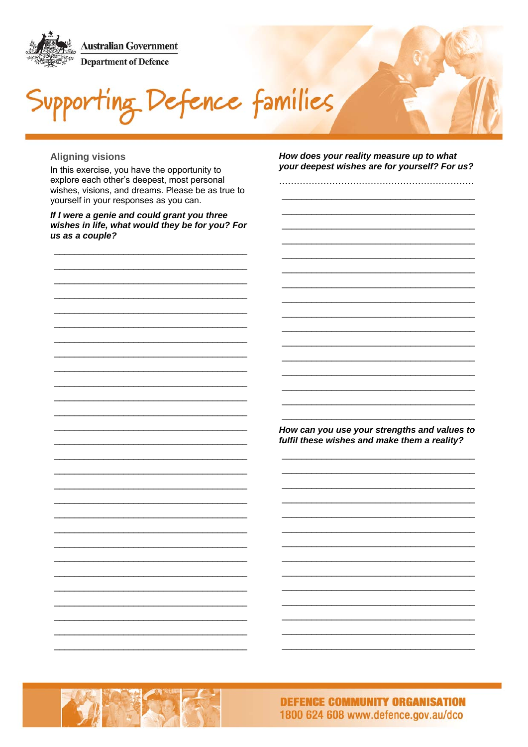# Supporting Defence families

## Aligning visions

In this exercise, you have the opportunity to explore each other's deepest, most personal wishes, visions, and dreams. Please be as true to yourself in your responses as you can.

***If I were a genie and could grant you three wishes in life, what would they be for you? For us as a couple?***

***How does your reality measure up to what your deepest wishes are for yourself? For us?***

***How can you use your strengths and values to fulfil these wishes and make them a reality?***

**DEFENCE COMMUNITY ORGANISATION**
1800 624 608 www.defence.gov.au/dco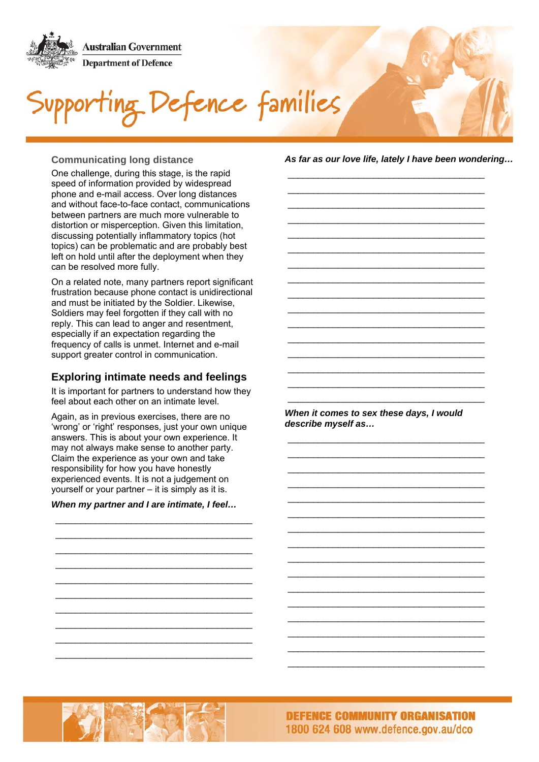### Communicating long distance

One challenge, during this stage, is the rapid speed of information provided by widespread phone and e-mail access. Over long distances and without face-to-face contact, communications between partners are much more vulnerable to distortion or misperception. Given this limitation, discussing potentially inflammatory topics (hot topics) can be problematic and are probably best left on hold until after the deployment when they can be resolved more fully.

On a related note, many partners report significant frustration because phone contact is unidirectional and must be initiated by the Soldier. Likewise, Soldiers may feel forgotten if they call with no reply. This can lead to anger and resentment, especially if an expectation regarding the frequency of calls is unmet. Internet and e-mail support greater control in communication.

## Exploring intimate needs and feelings

It is important for partners to understand how they feel about each other on an intimate level.

Again, as in previous exercises, there are no 'wrong' or 'right' responses, just your own unique answers. This is about your own experience. It may not always make sense to another party. Claim the experience as your own and take responsibility for how you have honestly experienced events. It is not a judgement on yourself or your partner – it is simply as it is.

***When my partner and I are intimate, I feel…***

________________________________________
________________________________________
________________________________________
________________________________________
________________________________________
________________________________________
________________________________________
________________________________________
________________________________________
________________________________________

***As far as our love life, lately I have been wondering…***

________________________________________
________________________________________
________________________________________
________________________________________
________________________________________
________________________________________
________________________________________
________________________________________
________________________________________
________________________________________
________________________________________
________________________________________
________________________________________
________________________________________
________________________________________
________________________________________

***When it comes to sex these days, I would describe myself as…***

________________________________________
________________________________________
________________________________________
________________________________________
________________________________________
________________________________________
________________________________________
________________________________________
________________________________________
________________________________________
________________________________________
________________________________________
________________________________________
________________________________________
________________________________________
________________________________________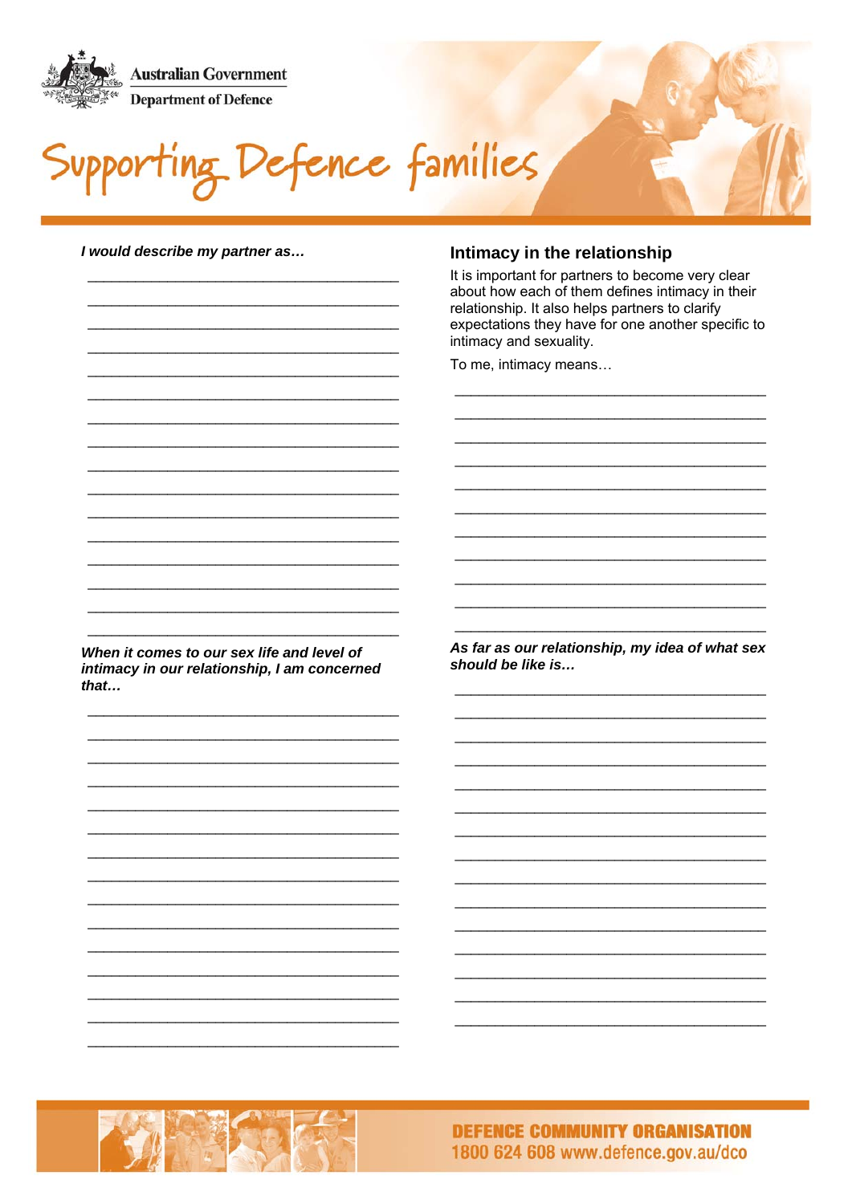Australian Government
Department of Defence

# Supporting Defence families

***I would describe my partner as…***

________________________________________
________________________________________
________________________________________
________________________________________
________________________________________
________________________________________
________________________________________
________________________________________
________________________________________
________________________________________
________________________________________
________________________________________
________________________________________
________________________________________
________________________________________
________________________________________

***When it comes to our sex life and level of intimacy in our relationship, I am concerned that…***

________________________________________
________________________________________
________________________________________
________________________________________
________________________________________
________________________________________
________________________________________
________________________________________
________________________________________
________________________________________
________________________________________
________________________________________
________________________________________
________________________________________
________________________________________

## Intimacy in the relationship

It is important for partners to become very clear about how each of them defines intimacy in their relationship. It also helps partners to clarify expectations they have for one another specific to intimacy and sexuality.

To me, intimacy means…

________________________________________
________________________________________
________________________________________
________________________________________
________________________________________
________________________________________
________________________________________
________________________________________
________________________________________
________________________________________
________________________________________

***As far as our relationship, my idea of what sex should be like is…***

________________________________________
________________________________________
________________________________________
________________________________________
________________________________________
________________________________________
________________________________________
________________________________________
________________________________________
________________________________________
________________________________________
________________________________________
________________________________________
________________________________________
________________________________________

**DEFENCE COMMUNITY ORGANISATION**
**1800 624 608 www.defence.gov.au/dco**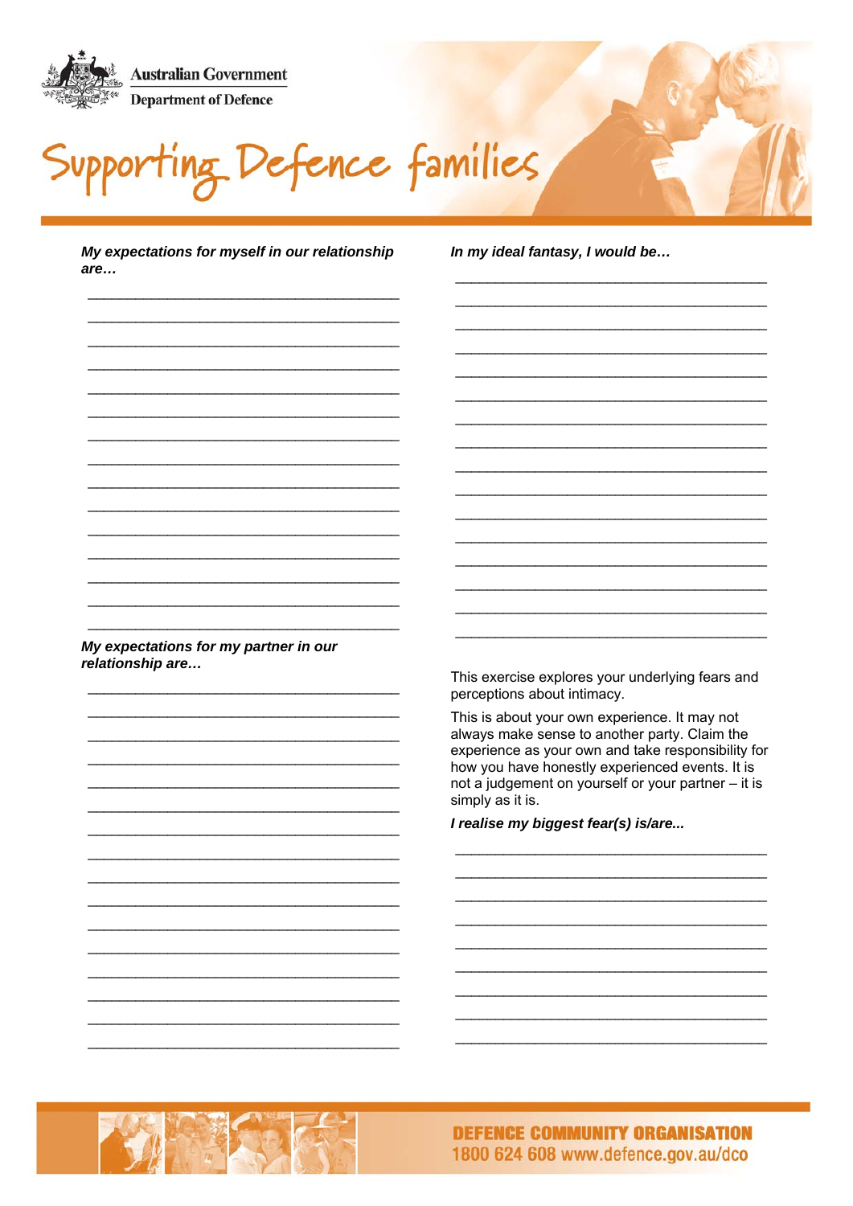*My expectations for myself in our relationship are…*

_______________________________________
_______________________________________
_______________________________________
_______________________________________
_______________________________________
_______________________________________
_______________________________________
_______________________________________
_______________________________________
_______________________________________
_______________________________________
_______________________________________
_______________________________________
_______________________________________
_______________________________________

*My expectations for my partner in our relationship are…*

_______________________________________
_______________________________________
_______________________________________
_______________________________________
_______________________________________
_______________________________________
_______________________________________
_______________________________________
_______________________________________
_______________________________________
_______________________________________
_______________________________________
_______________________________________
_______________________________________
_______________________________________
_______________________________________

*In my ideal fantasy, I would be…*

_______________________________________
_______________________________________
_______________________________________
_______________________________________
_______________________________________
_______________________________________
_______________________________________
_______________________________________
_______________________________________
_______________________________________
_______________________________________
_______________________________________
_______________________________________
_______________________________________
_______________________________________
_______________________________________

This exercise explores your underlying fears and perceptions about intimacy.

This is about your own experience. It may not always make sense to another party. Claim the experience as your own and take responsibility for how you have honestly experienced events. It is not a judgement on yourself or your partner – it is simply as it is.

*I realise my biggest fear(s) is/are...*

_______________________________________
_______________________________________
_______________________________________
_______________________________________
_______________________________________
_______________________________________
_______________________________________
_______________________________________
_______________________________________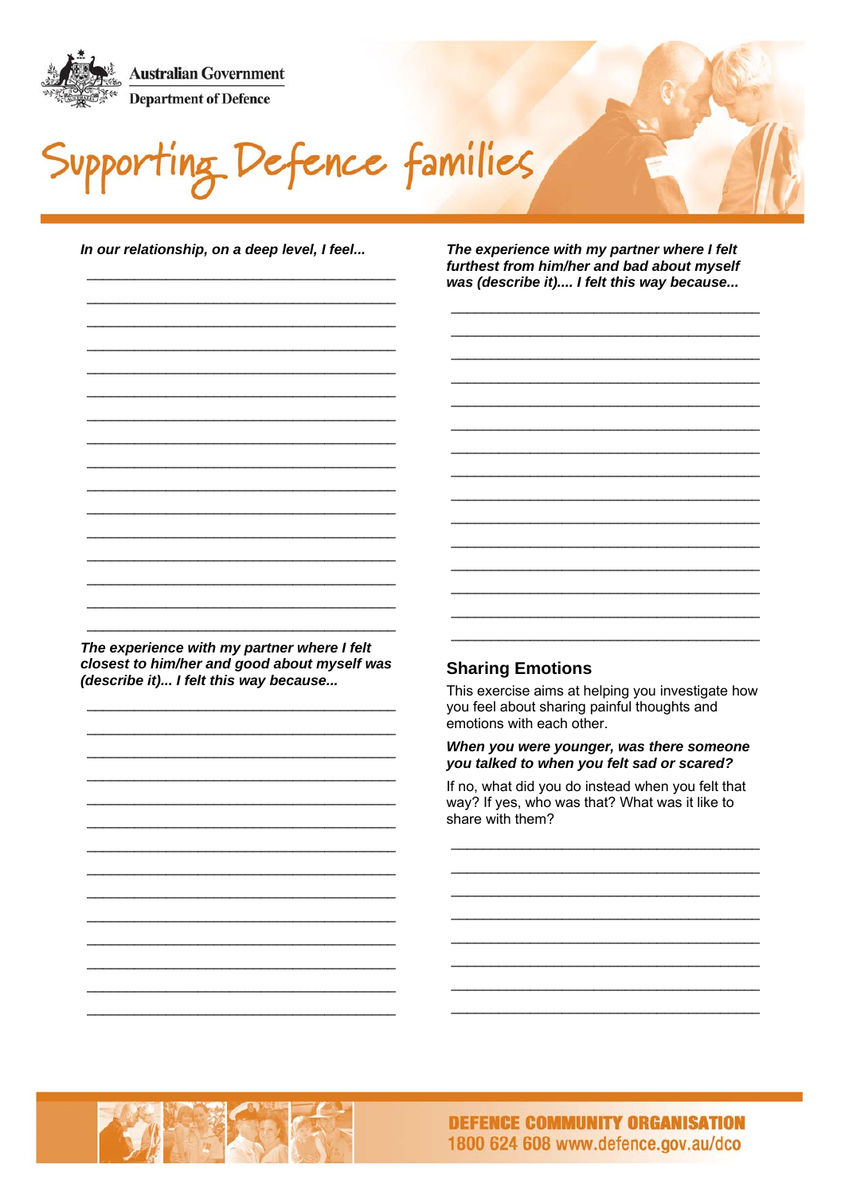*In our relationship, on a deep level, I feel...*

______________________________________
______________________________________
______________________________________
______________________________________
______________________________________
______________________________________
______________________________________
______________________________________
______________________________________
______________________________________
______________________________________
______________________________________
______________________________________
______________________________________
______________________________________
______________________________________

***The experience with my partner where I felt closest to him/her and good about myself was (describe it)... I felt this way because...***

______________________________________
______________________________________
______________________________________
______________________________________
______________________________________
______________________________________
______________________________________
______________________________________
______________________________________
______________________________________
______________________________________
______________________________________
______________________________________
______________________________________

***The experience with my partner where I felt furthest from him/her and bad about myself was (describe it).... I felt this way because...***

______________________________________
______________________________________
______________________________________
______________________________________
______________________________________
______________________________________
______________________________________
______________________________________
______________________________________
______________________________________
______________________________________
______________________________________
______________________________________
______________________________________
______________________________________

## Sharing Emotions

This exercise aims at helping you investigate how you feel about sharing painful thoughts and emotions with each other.

***When you were younger, was there someone you talked to when you felt sad or scared?***

If no, what did you do instead when you felt that way? If yes, who was that? What was it like to share with them?

______________________________________
______________________________________
______________________________________
______________________________________
______________________________________
______________________________________
______________________________________
______________________________________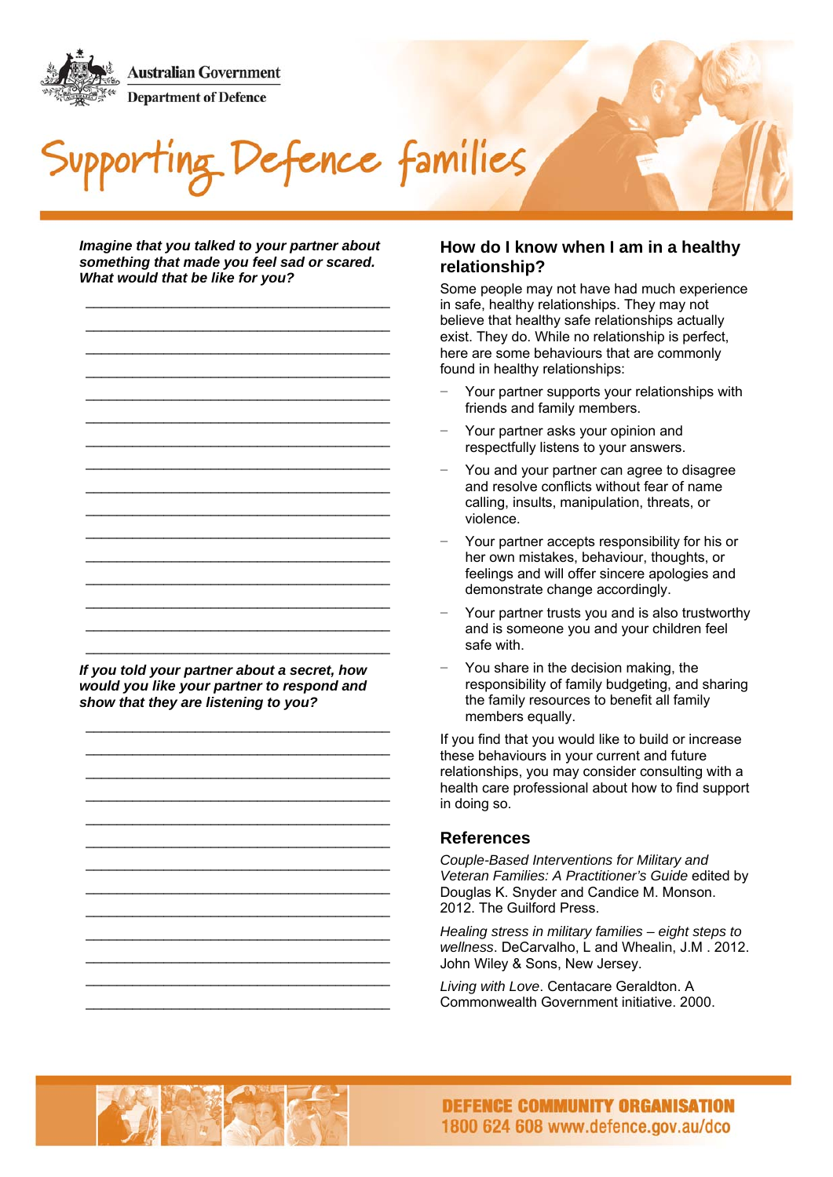*Imagine that you talked to your partner about something that made you feel sad or scared. What would that be like for you?*

_______________________________________

_______________________________________

_______________________________________

_______________________________________

_______________________________________

_______________________________________

_______________________________________

_______________________________________

_______________________________________

_______________________________________

_______________________________________

_______________________________________

_______________________________________

_______________________________________

_______________________________________

_______________________________________

*If you told your partner about a secret, how would you like your partner to respond and show that they are listening to you?*

_______________________________________

_______________________________________

_______________________________________

_______________________________________

_______________________________________

_______________________________________

_______________________________________

_______________________________________

_______________________________________

_______________________________________

_______________________________________

_______________________________________

_______________________________________

## How do I know when I am in a healthy relationship?

Some people may not have had much experience in safe, healthy relationships. They may not believe that healthy safe relationships actually exist. They do. While no relationship is perfect, here are some behaviours that are commonly found in healthy relationships:

- Your partner supports your relationships with friends and family members.
- Your partner asks your opinion and respectfully listens to your answers.
- You and your partner can agree to disagree and resolve conflicts without fear of name calling, insults, manipulation, threats, or violence.
- Your partner accepts responsibility for his or her own mistakes, behaviour, thoughts, or feelings and will offer sincere apologies and demonstrate change accordingly.
- Your partner trusts you and is also trustworthy and is someone you and your children feel safe with.
- You share in the decision making, the responsibility of family budgeting, and sharing the family resources to benefit all family members equally.

If you find that you would like to build or increase these behaviours in your current and future relationships, you may consider consulting with a health care professional about how to find support in doing so.

## References

*Couple-Based Interventions for Military and Veteran Families: A Practitioner's Guide* edited by Douglas K. Snyder and Candice M. Monson. 2012. The Guilford Press.

*Healing stress in military families – eight steps to wellness*. DeCarvalho, L and Whealin, J.M . 2012. John Wiley & Sons, New Jersey.

*Living with Love*. Centacare Geraldton. A Commonwealth Government initiative. 2000.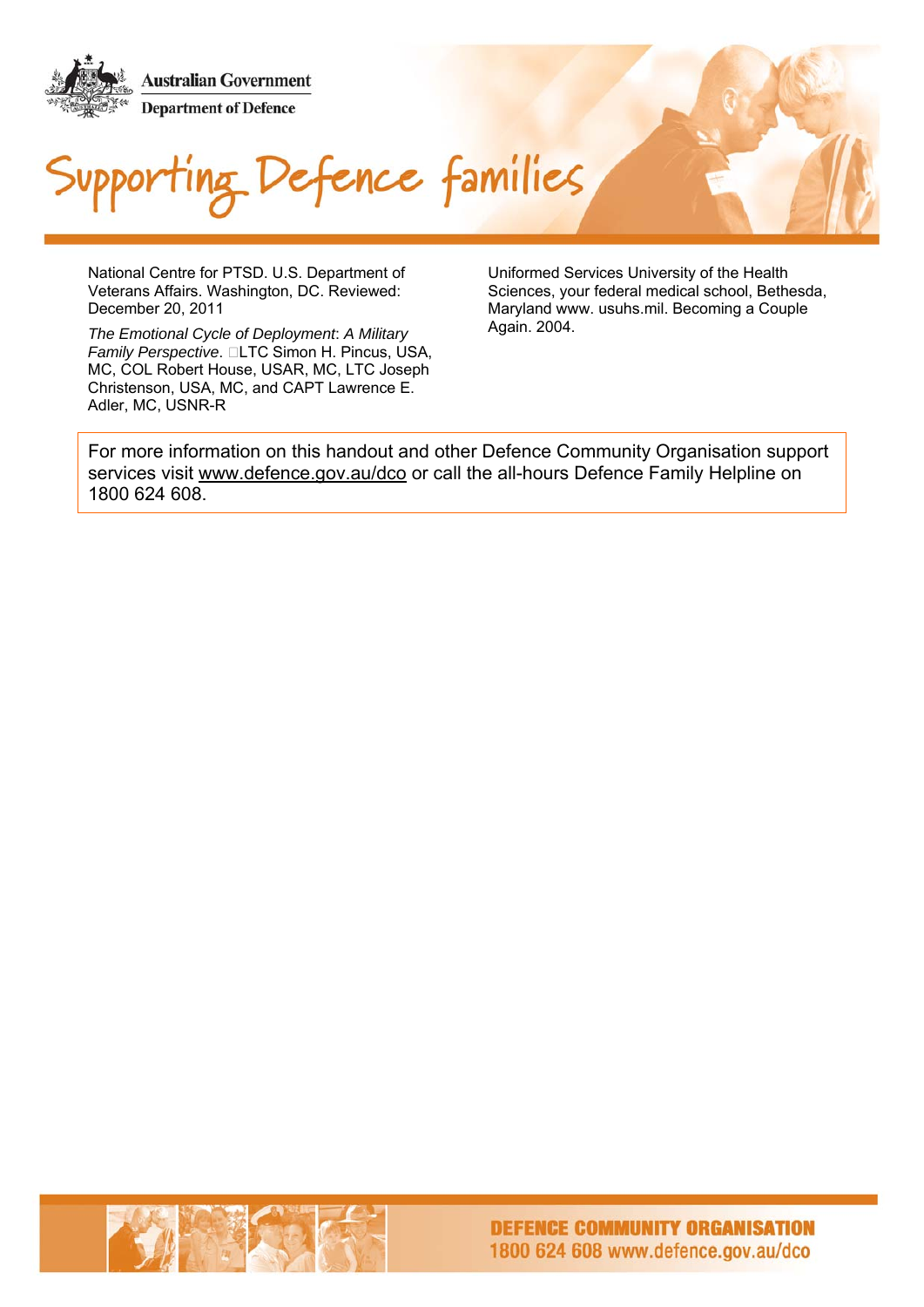National Centre for PTSD. U.S. Department of Veterans Affairs. Washington, DC. Reviewed: December 20, 2011

*The Emotional Cycle of Deployment*: *A Military Family Perspective*. LTC Simon H. Pincus, USA, MC, COL Robert House, USAR, MC, LTC Joseph Christenson, USA, MC, and CAPT Lawrence E. Adler, MC, USNR-R

Uniformed Services University of the Health Sciences, your federal medical school, Bethesda, Maryland www. usuhs.mil. Becoming a Couple Again. 2004.

For more information on this handout and other Defence Community Organisation support services visit www.defence.gov.au/dco or call the all-hours Defence Family Helpline on 1800 624 608.